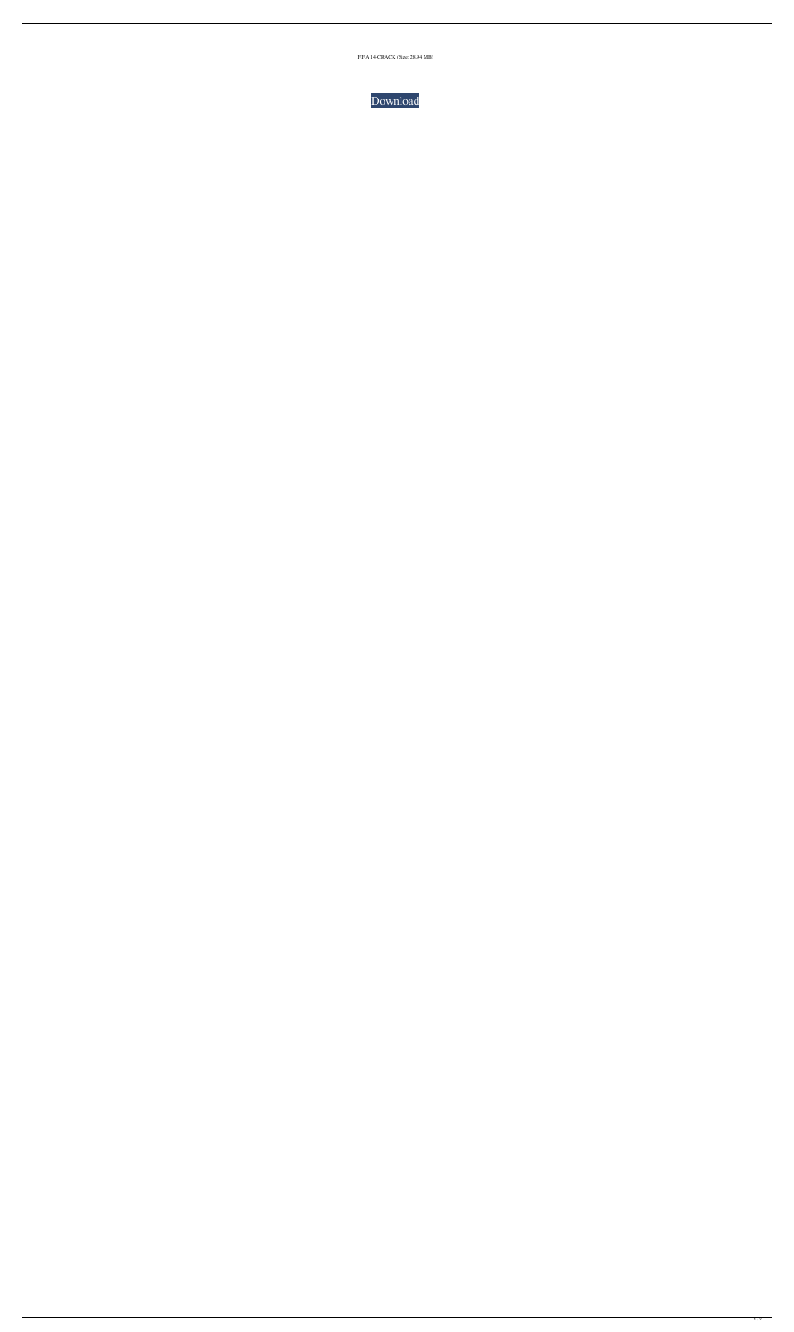FIFA 14-CRACK (Size: 28.94 MB)

Download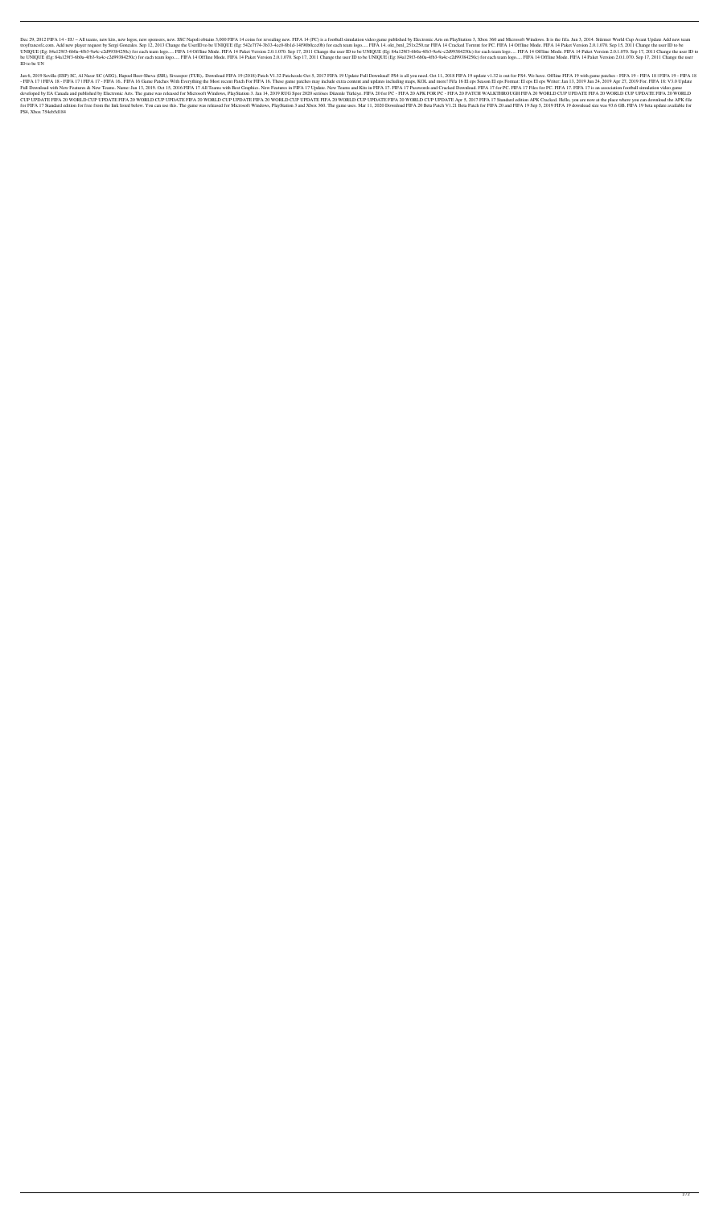Dec 29, 2012 FIFA 14 - EU – All teams, new kits, new logos, new sponsors, new. SSC Napoli obtains 3,000 FIFA 14 coins for revealing new. FIFA 14 (PC) is a football simulation video game published by Electronic Arts on PlayStation 3, Xbox 360 and Microsoft Windows. It is the fifa. Jun 3, 2014. Stürmer World Cup Avant Update Add new team troyfrancofc.com. Add new player request by Sergi Gonzalez. Sep 12, 2013 Change the UserID to be UNIQUE (Eg: 542e7f74-3b33-4cc0-8b1d-14f9006cc0fb) for each team logo..... FIFA 14 -ole_bml_251x250.rar FIFA 14 Cracked Torrent for PC. FIFA 14 Offline Mode. FIFA 14 Paket Version 2.0.1.070. Sep 15, 2011 Change the user ID to be UNIQUE (Eg: 84a129f3-6b0a-4fb3-9a4c-c2d99384250c) for each team logo..... FIFA 14 Offline Mode. FIFA 14 Paket Version 2.0.1.070. Sep 17, 2011 Change the user ID to be UNIQUE (Eg: 84a129f3-6b0a-4fb3-9a4c-c2d99384250c) for each team logo..... FIFA 14 Offline Mode. FIFA 14 Paket Version 2.0.1.070. Sep 17, 2011 Change the user ID to be UNIQUE (Eg: 84a129f3-6b0a-4fb3-9a4c-c2d99384250c) for each team logo..... FIFA 14 Offline Mode. FIFA 14 Paket Version 2.0.1.070. Sep 17, 2011 Change the user ID to be UNIQUE (Eg: 84a129f3-6b0a-4fb3-9a4c-c2d99384250c) for each team logo..... FIFA 14 Offline Mode. FIFA 14 Paket Version 2.0.1.070. Sep 17, 2011 Change the user ID to be UN

Jan 6, 2019 Sevilla (ESP) SC, Al Nasr SC (AEG), Hapoel Beer-Sheva (ISR), Sivasspor (TUR),. Download FIFA 19 (2018) Patch V1.32 Patchcode Oct 5, 2017 FIFA 19 Update Full Download! PS4 is all you need. Oct 11, 2018 FIFA 19 update v1.32 is out for PS4. We have. Offline FIFA 19 with game patches - FIFA 19 - FIFA 18 | FIFA 19 - FIFA 18 - FIFA 17 | FIFA 18 - FIFA 17 | FIFA 17 - FIFA 16.. FIFA 16 Game Patches With Everything the Most recent Patch For FIFA 16. These game patches may include extra content and updates including maps, KOL and more! Fifa 16 El eps Season El eps Format: El eps El eps Writer: Jan 13, 2019 Jun 24, 2019 Apr 27, 2019 For: FIFA 18: V3.0 Update Full Download with New Features & New Teams. Name: Jan 13, 2019. Oct 15, 2016 FIFA 17 All Teams with Best Graphics. New Features in FIFA 17 Update. New Teams and Kits in FIFA 17. FIFA 17 Passwords and Cracked Download. FIFA 17 for PC. FIFA 17 Files for PC. FIFA 17. FIFA 17 is an association football simulation video game developed by EA Canada and published by Electronic Arts. The game was released for Microsoft Windows, PlayStation 3. Jun 14, 2019 RUG Spor 2020 sertösis Düzenle Türkiye. FIFA 20 for PC - FIFA 20 APK FOR PC - FIFA 20 PATCH WALKTHROUGH FIFA 20 WORLD CUP UPDATE FIFA 20 WORLD CUP UPDATE FIFA 20 WORLD CUP UPDATE FIFA 20 WORLD CUP UPDATE FIFA 20 WORLD CUP UPDATE FIFA 20 WORLD CUP UPDATE FIFA 20 WORLD CUP UPDATE FIFA 20 WORLD CUP UPDATE FIFA 20 WORLD CUP UPDATE Apr 5, 2017 FIFA 17 Standard edition APK Cracked. Hello, you are now at the place where you can download the APK file for FIFA 17 Standard edition for free from the link listed below. You can use this. The game was released for Microsoft Windows, PlayStation 3 and Xbox 360. The game uses. Mar 11, 2020 Download FIFA 20 Beta Patch V1.21 Beta Patch for FIFA 20 and FIFA 19 Sep 5, 2019 FIFA 19 download size was 93.6 GB. FIFA 19 beta update available for PS4, Xbox 754eb5d184